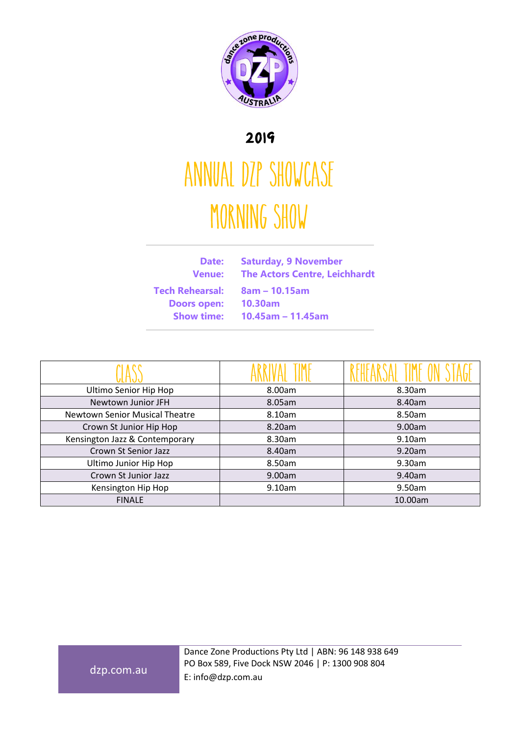# 2019

# ANNUAL DZP SHOWCASE

# MORNING SHOW

**Date:** Saturday, 9 November
**Venue:** The Actors Centre, Leichhardt
**Tech Rehearsal:** 8am – 10.15am
**Doors open:** 10.30am
**Show time:** 10.45am – 11.45am

| CLASS | ARRIVAL TIME | REHEARSAL TIME ON STAGE |
|---|---|---|
| Ultimo Senior Hip Hop | 8.00am | 8.30am |
| Newtown Junior JFH | 8.05am | 8.40am |
| Newtown Senior Musical Theatre | 8.10am | 8.50am |
| Crown St Junior Hip Hop | 8.20am | 9.00am |
| Kensington Jazz & Contemporary | 8.30am | 9.10am |
| Crown St Senior Jazz | 8.40am | 9.20am |
| Ultimo Junior Hip Hop | 8.50am | 9.30am |
| Crown St Junior Jazz | 9.00am | 9.40am |
| Kensington Hip Hop | 9.10am | 9.50am |
| FINALE | | 10.00am |

dzp.com.au

Dance Zone Productions Pty Ltd | ABN: 96 148 938 649
PO Box 589, Five Dock NSW 2046 | P: 1300 908 804
E: info@dzp.com.au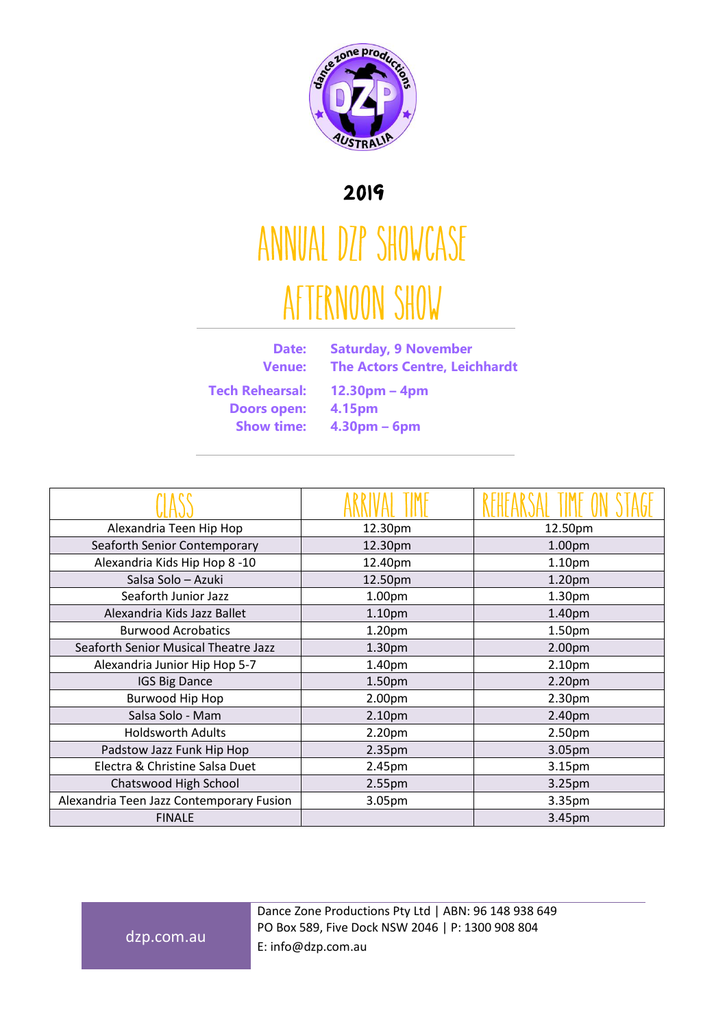# 2019

# ANNUAL DZP SHOWCASE

# AFTERNOON SHOW

**Date:** Saturday, 9 November
**Venue:** The Actors Centre, Leichhardt

**Tech Rehearsal:** 12.30pm – 4pm
**Doors open:** 4.15pm
**Show time:** 4.30pm – 6pm

| CLASS | ARRIVAL TIME | REHEARSAL TIME ON STAGE |
|---|---|---|
| Alexandria Teen Hip Hop | 12.30pm | 12.50pm |
| Seaforth Senior Contemporary | 12.30pm | 1.00pm |
| Alexandria Kids Hip Hop 8 -10 | 12.40pm | 1.10pm |
| Salsa Solo – Azuki | 12.50pm | 1.20pm |
| Seaforth Junior Jazz | 1.00pm | 1.30pm |
| Alexandria Kids Jazz Ballet | 1.10pm | 1.40pm |
| Burwood Acrobatics | 1.20pm | 1.50pm |
| Seaforth Senior Musical Theatre Jazz | 1.30pm | 2.00pm |
| Alexandria Junior Hip Hop 5-7 | 1.40pm | 2.10pm |
| IGS Big Dance | 1.50pm | 2.20pm |
| Burwood Hip Hop | 2.00pm | 2.30pm |
| Salsa Solo - Mam | 2.10pm | 2.40pm |
| Holdsworth Adults | 2.20pm | 2.50pm |
| Padstow Jazz Funk Hip Hop | 2.35pm | 3.05pm |
| Electra & Christine Salsa Duet | 2.45pm | 3.15pm |
| Chatswood High School | 2.55pm | 3.25pm |
| Alexandria Teen Jazz Contemporary Fusion | 3.05pm | 3.35pm |
| FINALE | | 3.45pm |

dzp.com.au

Dance Zone Productions Pty Ltd | ABN: 96 148 938 649
PO Box 589, Five Dock NSW 2046 | P: 1300 908 804
E: info@dzp.com.au